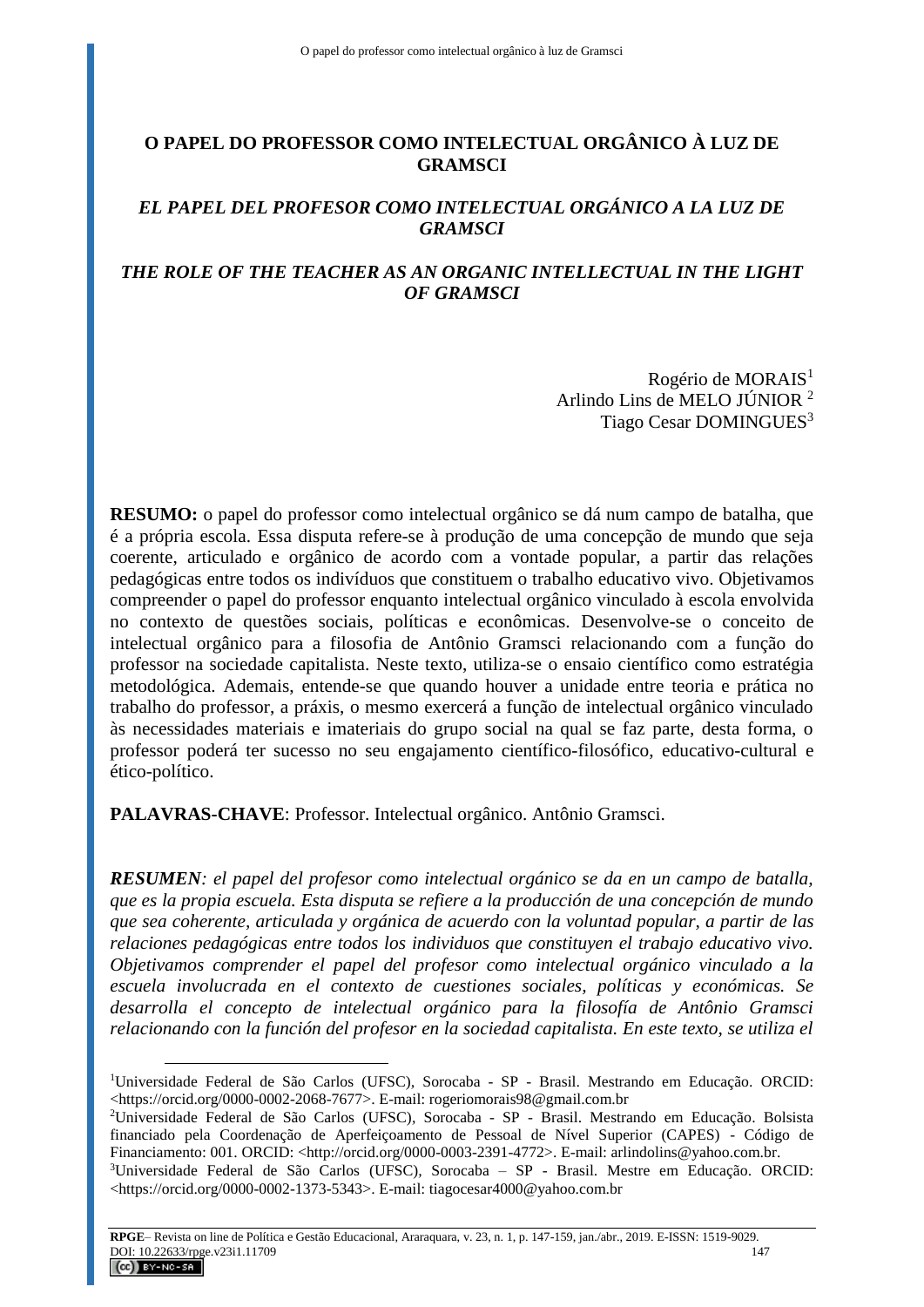# O PAPEL DO PROFESSOR COMO INTELECTUAL ORGÂNICO À LUZ DE GRAMSCI

## *EL PAPEL DEL PROFESOR COMO INTELECTUAL ORGÁNICO A LA LUZ DE GRAMSCI*

## *THE ROLE OF THE TEACHER AS AN ORGANIC INTELLECTUAL IN THE LIGHT OF GRAMSCI*

Rogério de MORAIS[1]
Arlindo Lins de MELO JÚNIOR [2]
Tiago Cesar DOMINGUES[3]

**RESUMO:** o papel do professor como intelectual orgânico se dá num campo de batalha, que é a própria escola. Essa disputa refere-se à produção de uma concepção de mundo que seja coerente, articulado e orgânico de acordo com a vontade popular, a partir das relações pedagógicas entre todos os indivíduos que constituem o trabalho educativo vivo. Objetivamos compreender o papel do professor enquanto intelectual orgânico vinculado à escola envolvida no contexto de questões sociais, políticas e econômicas. Desenvolve-se o conceito de intelectual orgânico para a filosofia de Antônio Gramsci relacionando com a função do professor na sociedade capitalista. Neste texto, utiliza-se o ensaio científico como estratégia metodológica. Ademais, entende-se que quando houver a unidade entre teoria e prática no trabalho do professor, a práxis, o mesmo exercerá a função de intelectual orgânico vinculado às necessidades materiais e imateriais do grupo social na qual se faz parte, desta forma, o professor poderá ter sucesso no seu engajamento científico-filosófico, educativo-cultural e ético-político.

**PALAVRAS-CHAVE**: Professor. Intelectual orgânico. Antônio Gramsci.

***RESUMEN**: el papel del profesor como intelectual orgánico se da en un campo de batalla, que es la propia escuela. Esta disputa se refiere a la producción de una concepción de mundo que sea coherente, articulada y orgánica de acuerdo con la voluntad popular, a partir de las relaciones pedagógicas entre todos los individuos que constituyen el trabajo educativo vivo. Objetivamos comprender el papel del profesor como intelectual orgánico vinculado a la escuela involucrada en el contexto de cuestiones sociales, políticas y económicas. Se desarrolla el concepto de intelectual orgánico para la filosofía de Antônio Gramsci relacionando con la función del profesor en la sociedad capitalista. En este texto, se utiliza el*

---

[1]Universidade Federal de São Carlos (UFSC), Sorocaba - SP - Brasil. Mestrando em Educação. ORCID: <https://orcid.org/0000-0002-2068-7677>. E-mail: rogeriomorais98@gmail.com.br

[2]Universidade Federal de São Carlos (UFSC), Sorocaba - SP - Brasil. Mestrando em Educação. Bolsista financiado pela Coordenação de Aperfeiçoamento de Pessoal de Nível Superior (CAPES) - Código de Financiamento: 001. ORCID: <http://orcid.org/0000-0003-2391-4772>. E-mail: arlindolins@yahoo.com.br.

[3]Universidade Federal de São Carlos (UFSC), Sorocaba – SP - Brasil. Mestre em Educação. ORCID: <https://orcid.org/0000-0002-1373-5343>. E-mail: tiagocesar4000@yahoo.com.br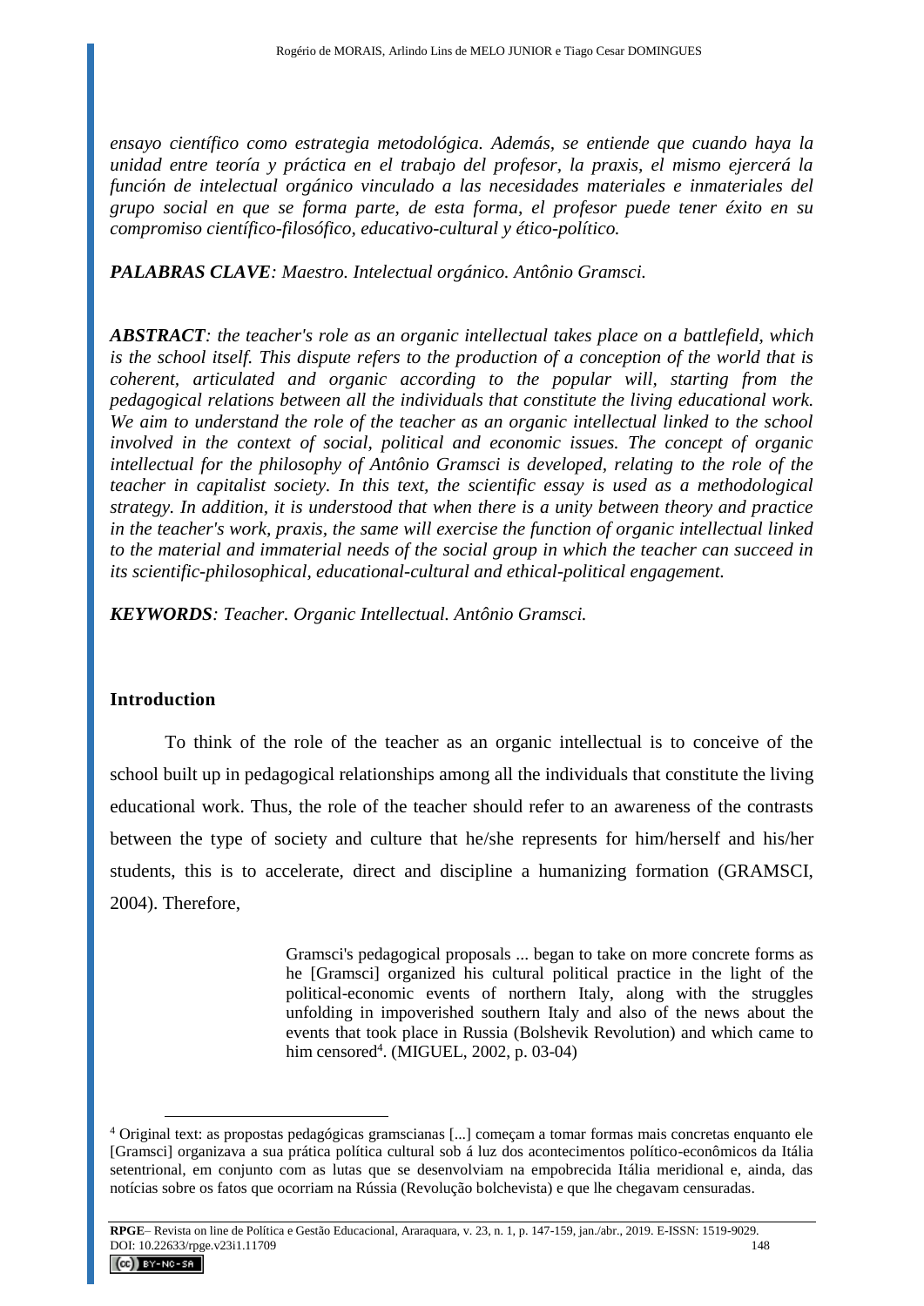*ensayo científico como estrategia metodológica. Además, se entiende que cuando haya la unidad entre teoría y práctica en el trabajo del profesor, la praxis, el mismo ejercerá la función de intelectual orgánico vinculado a las necesidades materiales e inmateriales del grupo social en que se forma parte, de esta forma, el profesor puede tener éxito en su compromiso científico-filosófico, educativo-cultural y ético-político.*

***PALABRAS CLAVE****: Maestro. Intelectual orgánico. Antônio Gramsci.*

***ABSTRACT****: the teacher's role as an organic intellectual takes place on a battlefield, which is the school itself. This dispute refers to the production of a conception of the world that is coherent, articulated and organic according to the popular will, starting from the pedagogical relations between all the individuals that constitute the living educational work. We aim to understand the role of the teacher as an organic intellectual linked to the school involved in the context of social, political and economic issues. The concept of organic intellectual for the philosophy of Antônio Gramsci is developed, relating to the role of the teacher in capitalist society. In this text, the scientific essay is used as a methodological strategy. In addition, it is understood that when there is a unity between theory and practice in the teacher's work, praxis, the same will exercise the function of organic intellectual linked to the material and immaterial needs of the social group in which the teacher can succeed in its scientific-philosophical, educational-cultural and ethical-political engagement.*

***KEYWORDS****: Teacher. Organic Intellectual. Antônio Gramsci.*

## Introduction

To think of the role of the teacher as an organic intellectual is to conceive of the school built up in pedagogical relationships among all the individuals that constitute the living educational work. Thus, the role of the teacher should refer to an awareness of the contrasts between the type of society and culture that he/she represents for him/herself and his/her students, this is to accelerate, direct and discipline a humanizing formation (GRAMSCI, 2004). Therefore,

> Gramsci's pedagogical proposals ... began to take on more concrete forms as he [Gramsci] organized his cultural political practice in the light of the political-economic events of northern Italy, along with the struggles unfolding in impoverished southern Italy and also of the news about the events that took place in Russia (Bolshevik Revolution) and which came to him censored[4]. (MIGUEL, 2002, p. 03-04)

[4] Original text: as propostas pedagógicas gramscianas [...] começam a tomar formas mais concretas enquanto ele [Gramsci] organizava a sua prática política cultural sob á luz dos acontecimentos político-econômicos da Itália setentrional, em conjunto com as lutas que se desenvolviam na empobrecida Itália meridional e, ainda, das notícias sobre os fatos que ocorriam na Rússia (Revolução bolchevista) e que lhe chegavam censuradas.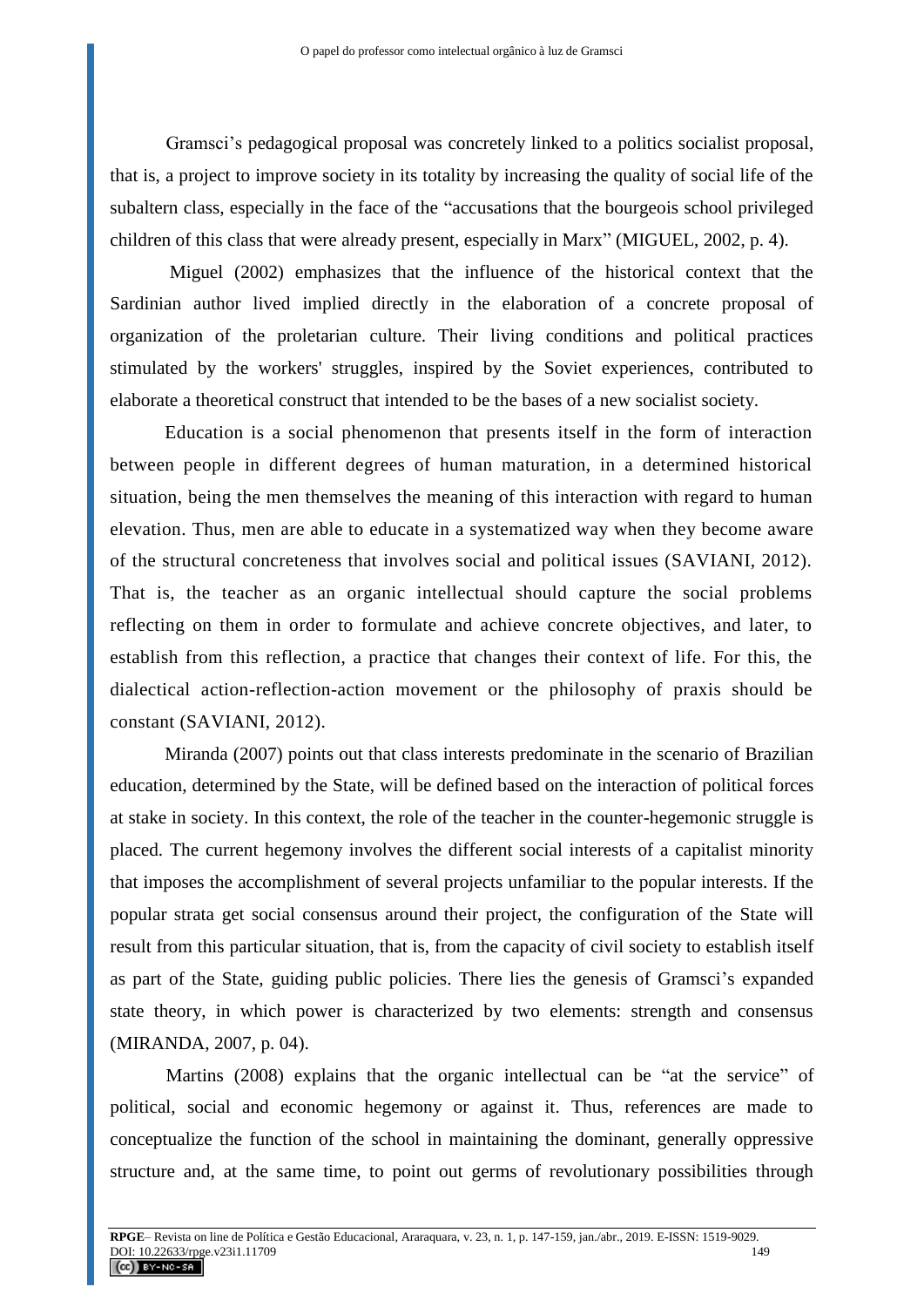Gramsci's pedagogical proposal was concretely linked to a politics socialist proposal, that is, a project to improve society in its totality by increasing the quality of social life of the subaltern class, especially in the face of the "accusations that the bourgeois school privileged children of this class that were already present, especially in Marx" (MIGUEL, 2002, p. 4).

Miguel (2002) emphasizes that the influence of the historical context that the Sardinian author lived implied directly in the elaboration of a concrete proposal of organization of the proletarian culture. Their living conditions and political practices stimulated by the workers' struggles, inspired by the Soviet experiences, contributed to elaborate a theoretical construct that intended to be the bases of a new socialist society.

Education is a social phenomenon that presents itself in the form of interaction between people in different degrees of human maturation, in a determined historical situation, being the men themselves the meaning of this interaction with regard to human elevation. Thus, men are able to educate in a systematized way when they become aware of the structural concreteness that involves social and political issues (SAVIANI, 2012). That is, the teacher as an organic intellectual should capture the social problems reflecting on them in order to formulate and achieve concrete objectives, and later, to establish from this reflection, a practice that changes their context of life. For this, the dialectical action-reflection-action movement or the philosophy of praxis should be constant (SAVIANI, 2012).

Miranda (2007) points out that class interests predominate in the scenario of Brazilian education, determined by the State, will be defined based on the interaction of political forces at stake in society. In this context, the role of the teacher in the counter-hegemonic struggle is placed. The current hegemony involves the different social interests of a capitalist minority that imposes the accomplishment of several projects unfamiliar to the popular interests. If the popular strata get social consensus around their project, the configuration of the State will result from this particular situation, that is, from the capacity of civil society to establish itself as part of the State, guiding public policies. There lies the genesis of Gramsci's expanded state theory, in which power is characterized by two elements: strength and consensus (MIRANDA, 2007, p. 04).

Martins (2008) explains that the organic intellectual can be "at the service" of political, social and economic hegemony or against it. Thus, references are made to conceptualize the function of the school in maintaining the dominant, generally oppressive structure and, at the same time, to point out germs of revolutionary possibilities through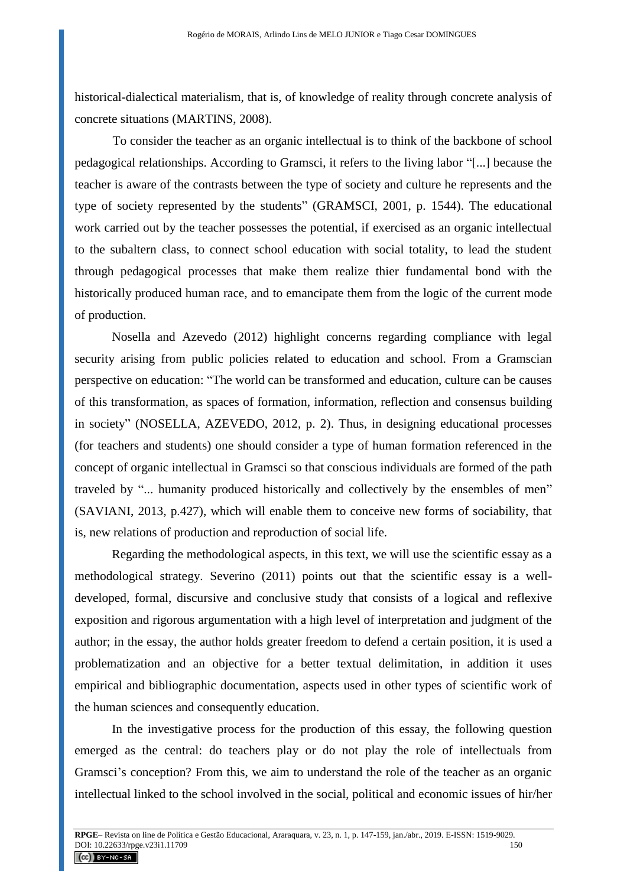historical-dialectical materialism, that is, of knowledge of reality through concrete analysis of concrete situations (MARTINS, 2008).

To consider the teacher as an organic intellectual is to think of the backbone of school pedagogical relationships. According to Gramsci, it refers to the living labor "[...] because the teacher is aware of the contrasts between the type of society and culture he represents and the type of society represented by the students" (GRAMSCI, 2001, p. 1544). The educational work carried out by the teacher possesses the potential, if exercised as an organic intellectual to the subaltern class, to connect school education with social totality, to lead the student through pedagogical processes that make them realize thier fundamental bond with the historically produced human race, and to emancipate them from the logic of the current mode of production.

Nosella and Azevedo (2012) highlight concerns regarding compliance with legal security arising from public policies related to education and school. From a Gramscian perspective on education: "The world can be transformed and education, culture can be causes of this transformation, as spaces of formation, information, reflection and consensus building in society" (NOSELLA, AZEVEDO, 2012, p. 2). Thus, in designing educational processes (for teachers and students) one should consider a type of human formation referenced in the concept of organic intellectual in Gramsci so that conscious individuals are formed of the path traveled by "... humanity produced historically and collectively by the ensembles of men" (SAVIANI, 2013, p.427), which will enable them to conceive new forms of sociability, that is, new relations of production and reproduction of social life.

Regarding the methodological aspects, in this text, we will use the scientific essay as a methodological strategy. Severino (2011) points out that the scientific essay is a well-developed, formal, discursive and conclusive study that consists of a logical and reflexive exposition and rigorous argumentation with a high level of interpretation and judgment of the author; in the essay, the author holds greater freedom to defend a certain position, it is used a problematization and an objective for a better textual delimitation, in addition it uses empirical and bibliographic documentation, aspects used in other types of scientific work of the human sciences and consequently education.

In the investigative process for the production of this essay, the following question emerged as the central: do teachers play or do not play the role of intellectuals from Gramsci's conception? From this, we aim to understand the role of the teacher as an organic intellectual linked to the school involved in the social, political and economic issues of hir/her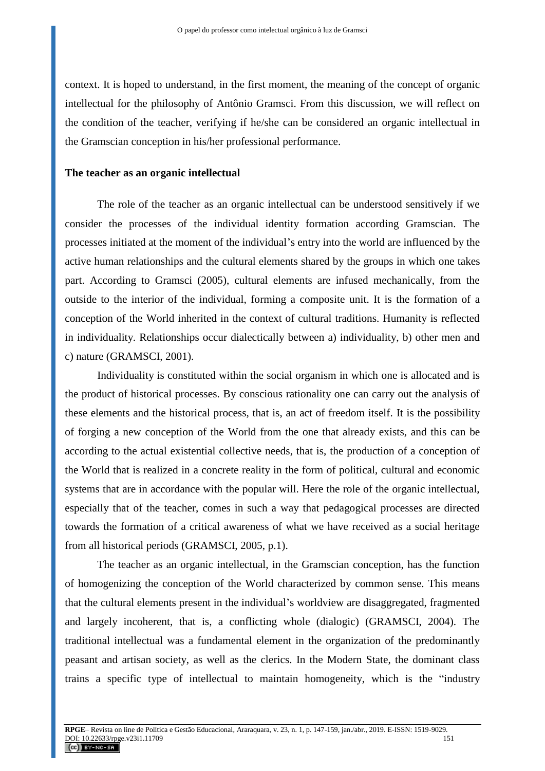context. It is hoped to understand, in the first moment, the meaning of the concept of organic intellectual for the philosophy of Antônio Gramsci. From this discussion, we will reflect on the condition of the teacher, verifying if he/she can be considered an organic intellectual in the Gramscian conception in his/her professional performance.

**The teacher as an organic intellectual**

The role of the teacher as an organic intellectual can be understood sensitively if we consider the processes of the individual identity formation according Gramscian. The processes initiated at the moment of the individual's entry into the world are influenced by the active human relationships and the cultural elements shared by the groups in which one takes part. According to Gramsci (2005), cultural elements are infused mechanically, from the outside to the interior of the individual, forming a composite unit. It is the formation of a conception of the World inherited in the context of cultural traditions. Humanity is reflected in individuality. Relationships occur dialectically between a) individuality, b) other men and c) nature (GRAMSCI, 2001).

Individuality is constituted within the social organism in which one is allocated and is the product of historical processes. By conscious rationality one can carry out the analysis of these elements and the historical process, that is, an act of freedom itself. It is the possibility of forging a new conception of the World from the one that already exists, and this can be according to the actual existential collective needs, that is, the production of a conception of the World that is realized in a concrete reality in the form of political, cultural and economic systems that are in accordance with the popular will. Here the role of the organic intellectual, especially that of the teacher, comes in such a way that pedagogical processes are directed towards the formation of a critical awareness of what we have received as a social heritage from all historical periods (GRAMSCI, 2005, p.1).

The teacher as an organic intellectual, in the Gramscian conception, has the function of homogenizing the conception of the World characterized by common sense. This means that the cultural elements present in the individual's worldview are disaggregated, fragmented and largely incoherent, that is, a conflicting whole (dialogic) (GRAMSCI, 2004). The traditional intellectual was a fundamental element in the organization of the predominantly peasant and artisan society, as well as the clerics. In the Modern State, the dominant class trains a specific type of intellectual to maintain homogeneity, which is the "industry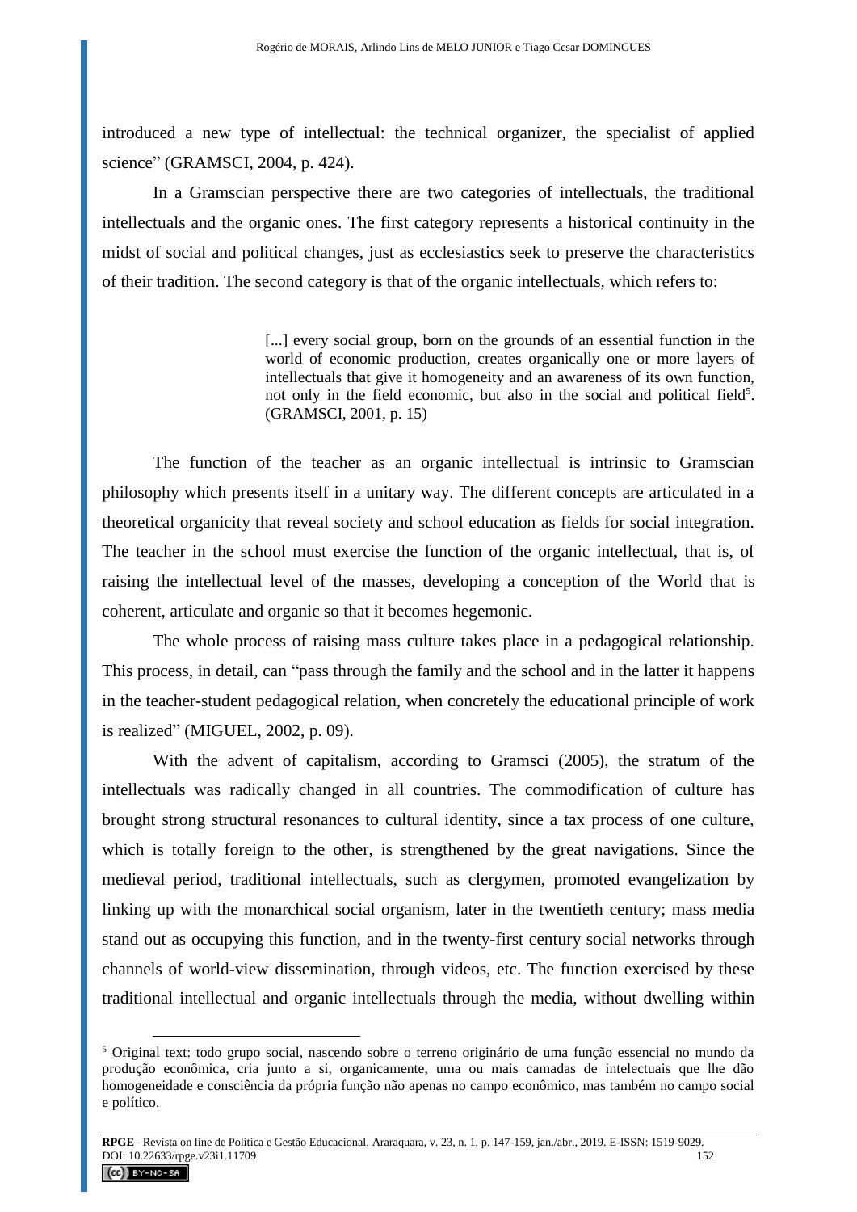introduced a new type of intellectual: the technical organizer, the specialist of applied science" (GRAMSCI, 2004, p. 424).

In a Gramscian perspective there are two categories of intellectuals, the traditional intellectuals and the organic ones. The first category represents a historical continuity in the midst of social and political changes, just as ecclesiastics seek to preserve the characteristics of their tradition. The second category is that of the organic intellectuals, which refers to:

> [...] every social group, born on the grounds of an essential function in the world of economic production, creates organically one or more layers of intellectuals that give it homogeneity and an awareness of its own function, not only in the field economic, but also in the social and political field[5]. (GRAMSCI, 2001, p. 15)

The function of the teacher as an organic intellectual is intrinsic to Gramscian philosophy which presents itself in a unitary way. The different concepts are articulated in a theoretical organicity that reveal society and school education as fields for social integration. The teacher in the school must exercise the function of the organic intellectual, that is, of raising the intellectual level of the masses, developing a conception of the World that is coherent, articulate and organic so that it becomes hegemonic.

The whole process of raising mass culture takes place in a pedagogical relationship. This process, in detail, can "pass through the family and the school and in the latter it happens in the teacher-student pedagogical relation, when concretely the educational principle of work is realized" (MIGUEL, 2002, p. 09).

With the advent of capitalism, according to Gramsci (2005), the stratum of the intellectuals was radically changed in all countries. The commodification of culture has brought strong structural resonances to cultural identity, since a tax process of one culture, which is totally foreign to the other, is strengthened by the great navigations. Since the medieval period, traditional intellectuals, such as clergymen, promoted evangelization by linking up with the monarchical social organism, later in the twentieth century; mass media stand out as occupying this function, and in the twenty-first century social networks through channels of world-view dissemination, through videos, etc. The function exercised by these traditional intellectual and organic intellectuals through the media, without dwelling within

[5] Original text: todo grupo social, nascendo sobre o terreno originário de uma função essencial no mundo da produção econômica, cria junto a si, organicamente, uma ou mais camadas de intelectuais que lhe dão homogeneidade e consciência da própria função não apenas no campo econômico, mas também no campo social e político.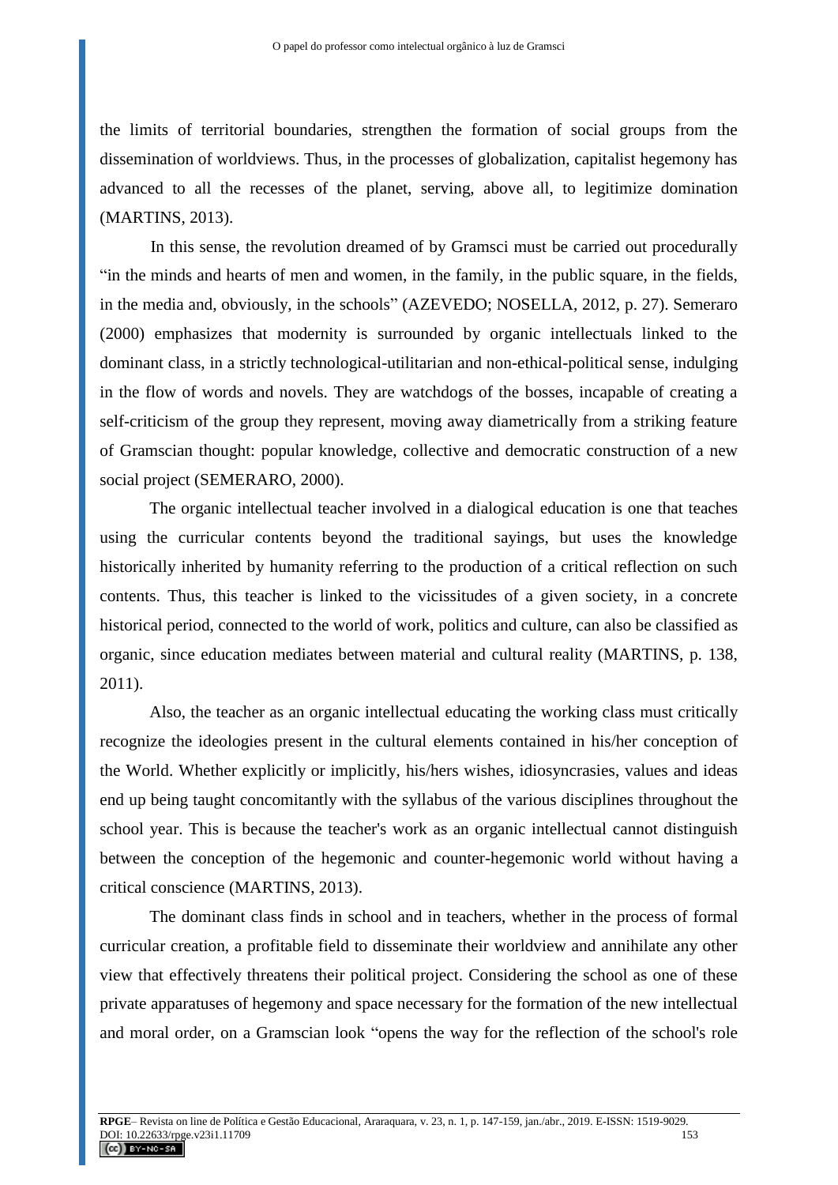the limits of territorial boundaries, strengthen the formation of social groups from the dissemination of worldviews. Thus, in the processes of globalization, capitalist hegemony has advanced to all the recesses of the planet, serving, above all, to legitimize domination (MARTINS, 2013).

In this sense, the revolution dreamed of by Gramsci must be carried out procedurally "in the minds and hearts of men and women, in the family, in the public square, in the fields, in the media and, obviously, in the schools" (AZEVEDO; NOSELLA, 2012, p. 27). Semeraro (2000) emphasizes that modernity is surrounded by organic intellectuals linked to the dominant class, in a strictly technological-utilitarian and non-ethical-political sense, indulging in the flow of words and novels. They are watchdogs of the bosses, incapable of creating a self-criticism of the group they represent, moving away diametrically from a striking feature of Gramscian thought: popular knowledge, collective and democratic construction of a new social project (SEMERARO, 2000).

The organic intellectual teacher involved in a dialogical education is one that teaches using the curricular contents beyond the traditional sayings, but uses the knowledge historically inherited by humanity referring to the production of a critical reflection on such contents. Thus, this teacher is linked to the vicissitudes of a given society, in a concrete historical period, connected to the world of work, politics and culture, can also be classified as organic, since education mediates between material and cultural reality (MARTINS, p. 138, 2011).

Also, the teacher as an organic intellectual educating the working class must critically recognize the ideologies present in the cultural elements contained in his/her conception of the World. Whether explicitly or implicitly, his/hers wishes, idiosyncrasies, values and ideas end up being taught concomitantly with the syllabus of the various disciplines throughout the school year. This is because the teacher's work as an organic intellectual cannot distinguish between the conception of the hegemonic and counter-hegemonic world without having a critical conscience (MARTINS, 2013).

The dominant class finds in school and in teachers, whether in the process of formal curricular creation, a profitable field to disseminate their worldview and annihilate any other view that effectively threatens their political project. Considering the school as one of these private apparatuses of hegemony and space necessary for the formation of the new intellectual and moral order, on a Gramscian look "opens the way for the reflection of the school's role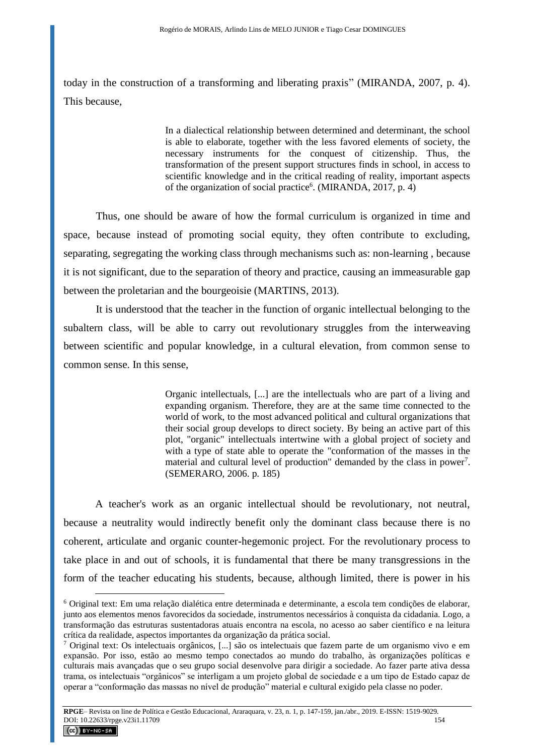today in the construction of a transforming and liberating praxis" (MIRANDA, 2007, p. 4). This because,

> In a dialectical relationship between determined and determinant, the school is able to elaborate, together with the less favored elements of society, the necessary instruments for the conquest of citizenship. Thus, the transformation of the present support structures finds in school, in access to scientific knowledge and in the critical reading of reality, important aspects of the organization of social practice[6]. (MIRANDA, 2017, p. 4)

Thus, one should be aware of how the formal curriculum is organized in time and space, because instead of promoting social equity, they often contribute to excluding, separating, segregating the working class through mechanisms such as: non-learning , because it is not significant, due to the separation of theory and practice, causing an immeasurable gap between the proletarian and the bourgeoisie (MARTINS, 2013).

It is understood that the teacher in the function of organic intellectual belonging to the subaltern class, will be able to carry out revolutionary struggles from the interweaving between scientific and popular knowledge, in a cultural elevation, from common sense to common sense. In this sense,

> Organic intellectuals, [...] are the intellectuals who are part of a living and expanding organism. Therefore, they are at the same time connected to the world of work, to the most advanced political and cultural organizations that their social group develops to direct society. By being an active part of this plot, "organic" intellectuals intertwine with a global project of society and with a type of state able to operate the "conformation of the masses in the material and cultural level of production" demanded by the class in power[7]. (SEMERARO, 2006. p. 185)

A teacher's work as an organic intellectual should be revolutionary, not neutral, because a neutrality would indirectly benefit only the dominant class because there is no coherent, articulate and organic counter-hegemonic project. For the revolutionary process to take place in and out of schools, it is fundamental that there be many transgressions in the form of the teacher educating his students, because, although limited, there is power in his

---

[6] Original text: Em uma relação dialética entre determinada e determinante, a escola tem condições de elaborar, junto aos elementos menos favorecidos da sociedade, instrumentos necessários à conquista da cidadania. Logo, a transformação das estruturas sustentadoras atuais encontra na escola, no acesso ao saber científico e na leitura crítica da realidade, aspectos importantes da organização da prática social.

[7] Original text: Os intelectuais orgânicos, [...] são os intelectuais que fazem parte de um organismo vivo e em expansão. Por isso, estão ao mesmo tempo conectados ao mundo do trabalho, às organizações políticas e culturais mais avançadas que o seu grupo social desenvolve para dirigir a sociedade. Ao fazer parte ativa dessa trama, os intelectuais "orgânicos" se interligam a um projeto global de sociedade e a um tipo de Estado capaz de operar a "conformação das massas no nível de produção" material e cultural exigido pela classe no poder.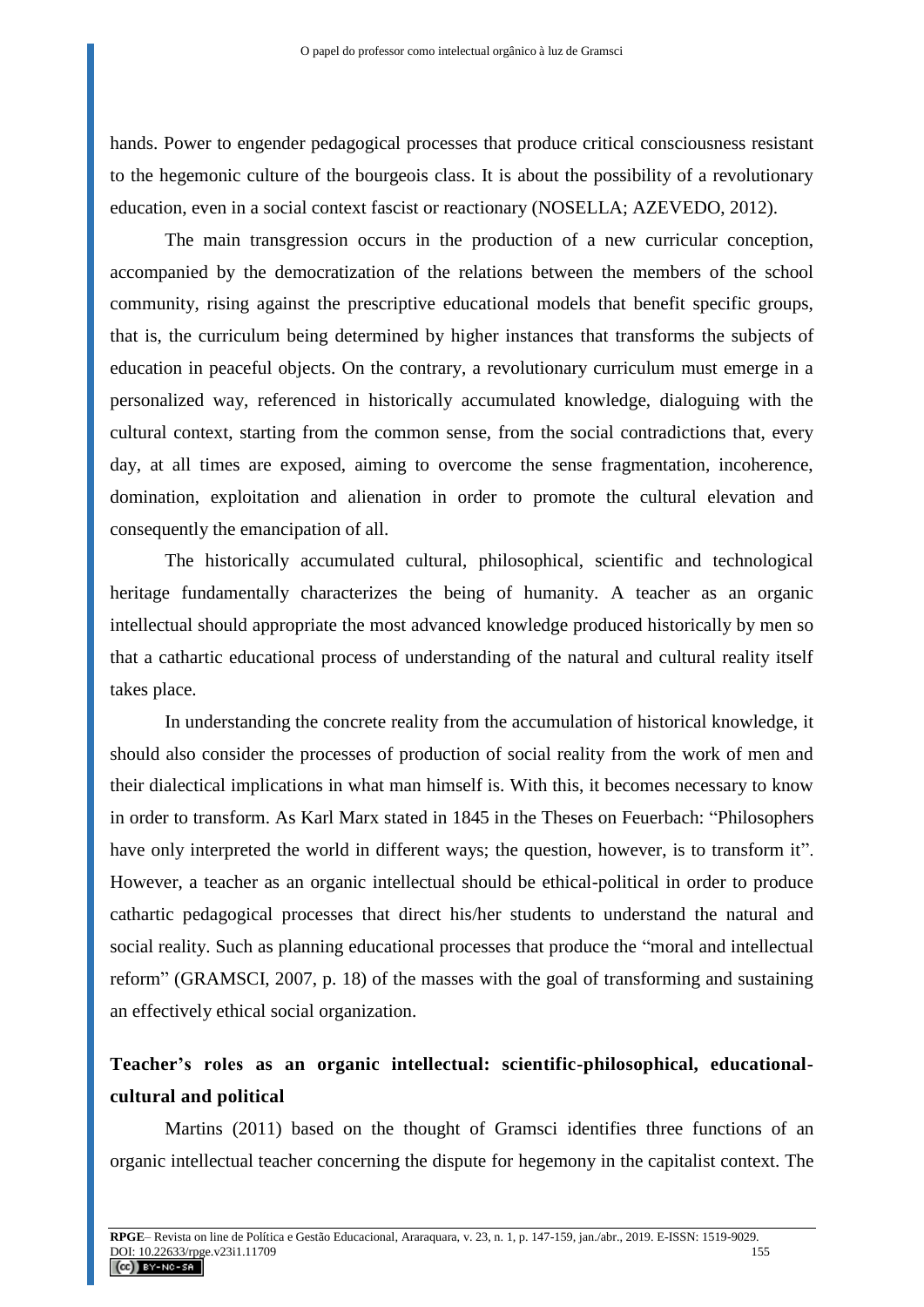hands. Power to engender pedagogical processes that produce critical consciousness resistant to the hegemonic culture of the bourgeois class. It is about the possibility of a revolutionary education, even in a social context fascist or reactionary (NOSELLA; AZEVEDO, 2012).

The main transgression occurs in the production of a new curricular conception, accompanied by the democratization of the relations between the members of the school community, rising against the prescriptive educational models that benefit specific groups, that is, the curriculum being determined by higher instances that transforms the subjects of education in peaceful objects. On the contrary, a revolutionary curriculum must emerge in a personalized way, referenced in historically accumulated knowledge, dialoguing with the cultural context, starting from the common sense, from the social contradictions that, every day, at all times are exposed, aiming to overcome the sense fragmentation, incoherence, domination, exploitation and alienation in order to promote the cultural elevation and consequently the emancipation of all.

The historically accumulated cultural, philosophical, scientific and technological heritage fundamentally characterizes the being of humanity. A teacher as an organic intellectual should appropriate the most advanced knowledge produced historically by men so that a cathartic educational process of understanding of the natural and cultural reality itself takes place.

In understanding the concrete reality from the accumulation of historical knowledge, it should also consider the processes of production of social reality from the work of men and their dialectical implications in what man himself is. With this, it becomes necessary to know in order to transform. As Karl Marx stated in 1845 in the Theses on Feuerbach: "Philosophers have only interpreted the world in different ways; the question, however, is to transform it". However, a teacher as an organic intellectual should be ethical-political in order to produce cathartic pedagogical processes that direct his/her students to understand the natural and social reality. Such as planning educational processes that produce the "moral and intellectual reform" (GRAMSCI, 2007, p. 18) of the masses with the goal of transforming and sustaining an effectively ethical social organization.

## Teacher's roles as an organic intellectual: scientific-philosophical, educational-cultural and political

Martins (2011) based on the thought of Gramsci identifies three functions of an organic intellectual teacher concerning the dispute for hegemony in the capitalist context. The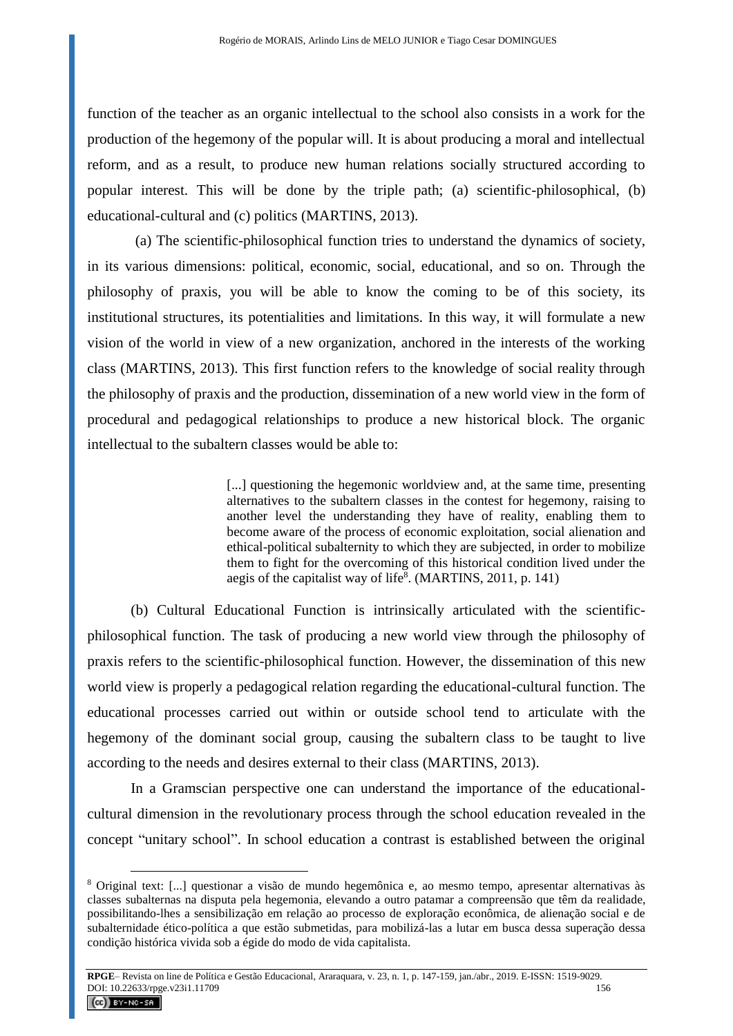function of the teacher as an organic intellectual to the school also consists in a work for the production of the hegemony of the popular will. It is about producing a moral and intellectual reform, and as a result, to produce new human relations socially structured according to popular interest. This will be done by the triple path; (a) scientific-philosophical, (b) educational-cultural and (c) politics (MARTINS, 2013).

(a) The scientific-philosophical function tries to understand the dynamics of society, in its various dimensions: political, economic, social, educational, and so on. Through the philosophy of praxis, you will be able to know the coming to be of this society, its institutional structures, its potentialities and limitations. In this way, it will formulate a new vision of the world in view of a new organization, anchored in the interests of the working class (MARTINS, 2013). This first function refers to the knowledge of social reality through the philosophy of praxis and the production, dissemination of a new world view in the form of procedural and pedagogical relationships to produce a new historical block. The organic intellectual to the subaltern classes would be able to:

> [...] questioning the hegemonic worldview and, at the same time, presenting alternatives to the subaltern classes in the contest for hegemony, raising to another level the understanding they have of reality, enabling them to become aware of the process of economic exploitation, social alienation and ethical-political subalternity to which they are subjected, in order to mobilize them to fight for the overcoming of this historical condition lived under the aegis of the capitalist way of life[8]. (MARTINS, 2011, p. 141)

(b) Cultural Educational Function is intrinsically articulated with the scientific-philosophical function. The task of producing a new world view through the philosophy of praxis refers to the scientific-philosophical function. However, the dissemination of this new world view is properly a pedagogical relation regarding the educational-cultural function. The educational processes carried out within or outside school tend to articulate with the hegemony of the dominant social group, causing the subaltern class to be taught to live according to the needs and desires external to their class (MARTINS, 2013).

In a Gramscian perspective one can understand the importance of the educational-cultural dimension in the revolutionary process through the school education revealed in the concept "unitary school". In school education a contrast is established between the original

---

[8] Original text: [...] questionar a visão de mundo hegemônica e, ao mesmo tempo, apresentar alternativas às classes subalternas na disputa pela hegemonia, elevando a outro patamar a compreensão que têm da realidade, possibilitando-lhes a sensibilização em relação ao processo de exploração econômica, de alienação social e de subalternidade ético-política a que estão submetidas, para mobilizá-las a lutar em busca dessa superação dessa condição histórica vivida sob a égide do modo de vida capitalista.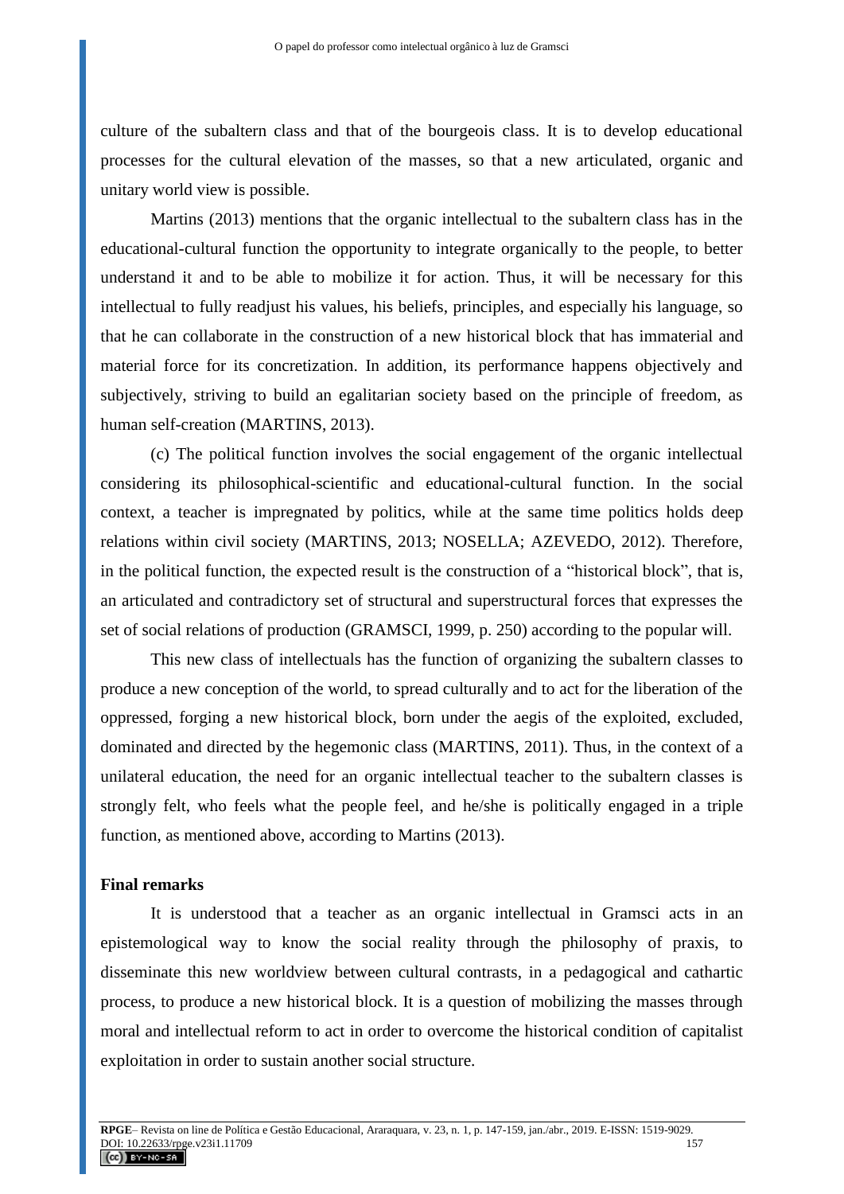culture of the subaltern class and that of the bourgeois class. It is to develop educational processes for the cultural elevation of the masses, so that a new articulated, organic and unitary world view is possible.

Martins (2013) mentions that the organic intellectual to the subaltern class has in the educational-cultural function the opportunity to integrate organically to the people, to better understand it and to be able to mobilize it for action. Thus, it will be necessary for this intellectual to fully readjust his values, his beliefs, principles, and especially his language, so that he can collaborate in the construction of a new historical block that has immaterial and material force for its concretization. In addition, its performance happens objectively and subjectively, striving to build an egalitarian society based on the principle of freedom, as human self-creation (MARTINS, 2013).

(c) The political function involves the social engagement of the organic intellectual considering its philosophical-scientific and educational-cultural function. In the social context, a teacher is impregnated by politics, while at the same time politics holds deep relations within civil society (MARTINS, 2013; NOSELLA; AZEVEDO, 2012). Therefore, in the political function, the expected result is the construction of a "historical block", that is, an articulated and contradictory set of structural and superstructural forces that expresses the set of social relations of production (GRAMSCI, 1999, p. 250) according to the popular will.

This new class of intellectuals has the function of organizing the subaltern classes to produce a new conception of the world, to spread culturally and to act for the liberation of the oppressed, forging a new historical block, born under the aegis of the exploited, excluded, dominated and directed by the hegemonic class (MARTINS, 2011). Thus, in the context of a unilateral education, the need for an organic intellectual teacher to the subaltern classes is strongly felt, who feels what the people feel, and he/she is politically engaged in a triple function, as mentioned above, according to Martins (2013).

## Final remarks

It is understood that a teacher as an organic intellectual in Gramsci acts in an epistemological way to know the social reality through the philosophy of praxis, to disseminate this new worldview between cultural contrasts, in a pedagogical and cathartic process, to produce a new historical block. It is a question of mobilizing the masses through moral and intellectual reform to act in order to overcome the historical condition of capitalist exploitation in order to sustain another social structure.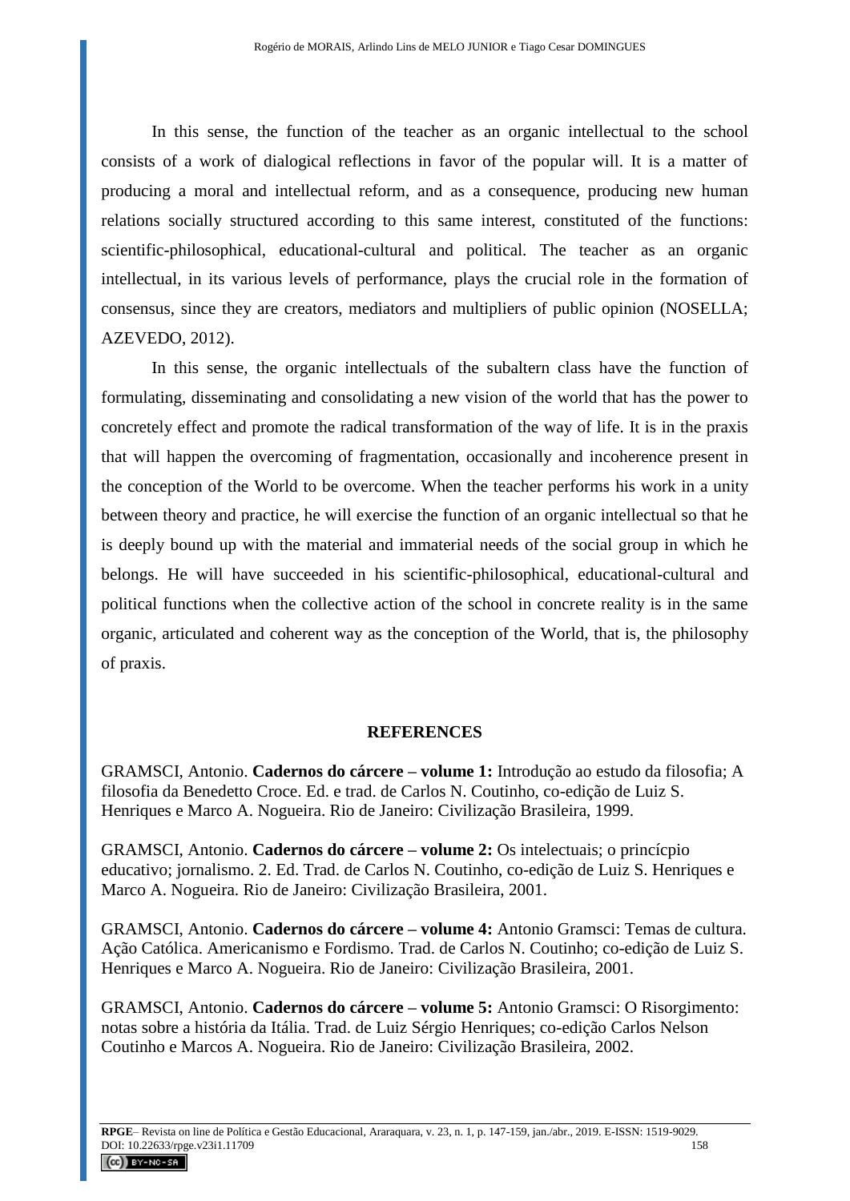In this sense, the function of the teacher as an organic intellectual to the school consists of a work of dialogical reflections in favor of the popular will. It is a matter of producing a moral and intellectual reform, and as a consequence, producing new human relations socially structured according to this same interest, constituted of the functions: scientific-philosophical, educational-cultural and political. The teacher as an organic intellectual, in its various levels of performance, plays the crucial role in the formation of consensus, since they are creators, mediators and multipliers of public opinion (NOSELLA; AZEVEDO, 2012).

In this sense, the organic intellectuals of the subaltern class have the function of formulating, disseminating and consolidating a new vision of the world that has the power to concretely effect and promote the radical transformation of the way of life. It is in the praxis that will happen the overcoming of fragmentation, occasionally and incoherence present in the conception of the World to be overcome. When the teacher performs his work in a unity between theory and practice, he will exercise the function of an organic intellectual so that he is deeply bound up with the material and immaterial needs of the social group in which he belongs. He will have succeeded in his scientific-philosophical, educational-cultural and political functions when the collective action of the school in concrete reality is in the same organic, articulated and coherent way as the conception of the World, that is, the philosophy of praxis.

## REFERENCES

GRAMSCI, Antonio. **Cadernos do cárcere – volume 1:** Introdução ao estudo da filosofia; A filosofia da Benedetto Croce. Ed. e trad. de Carlos N. Coutinho, co-edição de Luiz S. Henriques e Marco A. Nogueira. Rio de Janeiro: Civilização Brasileira, 1999.

GRAMSCI, Antonio. **Cadernos do cárcere – volume 2:** Os intelectuais; o princícpio educativo; jornalismo. 2. Ed. Trad. de Carlos N. Coutinho, co-edição de Luiz S. Henriques e Marco A. Nogueira. Rio de Janeiro: Civilização Brasileira, 2001.

GRAMSCI, Antonio. **Cadernos do cárcere – volume 4:** Antonio Gramsci: Temas de cultura. Ação Católica. Americanismo e Fordismo. Trad. de Carlos N. Coutinho; co-edição de Luiz S. Henriques e Marco A. Nogueira. Rio de Janeiro: Civilização Brasileira, 2001.

GRAMSCI, Antonio. **Cadernos do cárcere – volume 5:** Antonio Gramsci: O Risorgimento: notas sobre a história da Itália. Trad. de Luiz Sérgio Henriques; co-edição Carlos Nelson Coutinho e Marcos A. Nogueira. Rio de Janeiro: Civilização Brasileira, 2002.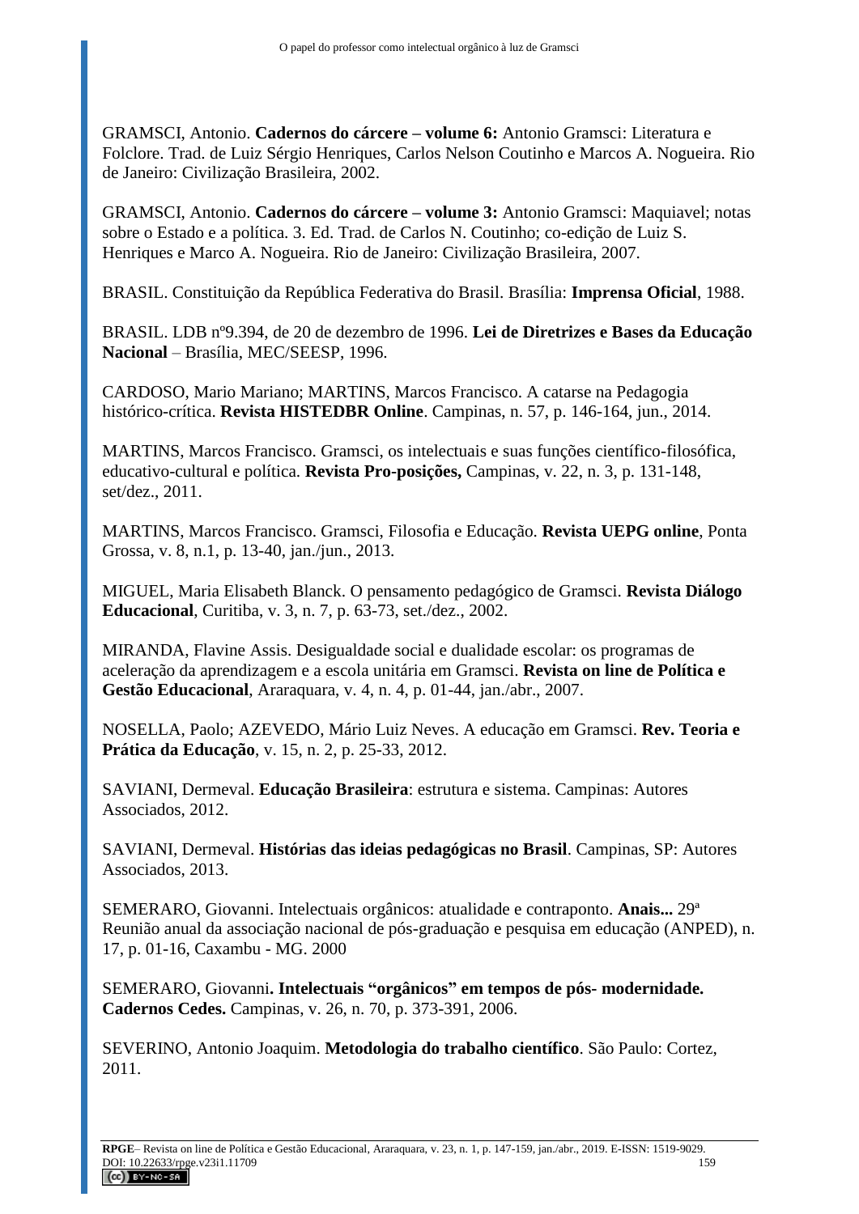GRAMSCI, Antonio. **Cadernos do cárcere – volume 6:** Antonio Gramsci: Literatura e Folclore. Trad. de Luiz Sérgio Henriques, Carlos Nelson Coutinho e Marcos A. Nogueira. Rio de Janeiro: Civilização Brasileira, 2002.

GRAMSCI, Antonio. **Cadernos do cárcere – volume 3:** Antonio Gramsci: Maquiavel; notas sobre o Estado e a política. 3. Ed. Trad. de Carlos N. Coutinho; co-edição de Luiz S. Henriques e Marco A. Nogueira. Rio de Janeiro: Civilização Brasileira, 2007.

BRASIL. Constituição da República Federativa do Brasil. Brasília: **Imprensa Oficial**, 1988.

BRASIL. LDB nº9.394, de 20 de dezembro de 1996. **Lei de Diretrizes e Bases da Educação Nacional** – Brasília, MEC/SEESP, 1996.

CARDOSO, Mario Mariano; MARTINS, Marcos Francisco. A catarse na Pedagogia histórico-crítica. **Revista HISTEDBR Online**. Campinas, n. 57, p. 146-164, jun., 2014.

MARTINS, Marcos Francisco. Gramsci, os intelectuais e suas funções científico-filosófica, educativo-cultural e política. **Revista Pro-posições,** Campinas, v. 22, n. 3, p. 131-148, set/dez., 2011.

MARTINS, Marcos Francisco. Gramsci, Filosofia e Educação. **Revista UEPG online**, Ponta Grossa, v. 8, n.1, p. 13-40, jan./jun., 2013.

MIGUEL, Maria Elisabeth Blanck. O pensamento pedagógico de Gramsci. **Revista Diálogo Educacional**, Curitiba, v. 3, n. 7, p. 63-73, set./dez., 2002.

MIRANDA, Flavine Assis. Desigualdade social e dualidade escolar: os programas de aceleração da aprendizagem e a escola unitária em Gramsci. **Revista on line de Política e Gestão Educacional**, Araraquara, v. 4, n. 4, p. 01-44, jan./abr., 2007.

NOSELLA, Paolo; AZEVEDO, Mário Luiz Neves. A educação em Gramsci. **Rev. Teoria e Prática da Educação**, v. 15, n. 2, p. 25-33, 2012.

SAVIANI, Dermeval. **Educação Brasileira**: estrutura e sistema. Campinas: Autores Associados, 2012.

SAVIANI, Dermeval. **Histórias das ideias pedagógicas no Brasil**. Campinas, SP: Autores Associados, 2013.

SEMERARO, Giovanni. Intelectuais orgânicos: atualidade e contraponto. **Anais...** 29ª Reunião anual da associação nacional de pós-graduação e pesquisa em educação (ANPED), n. 17, p. 01-16, Caxambu - MG. 2000

SEMERARO, Giovanni**. Intelectuais "orgânicos" em tempos de pós- modernidade. Cadernos Cedes.** Campinas, v. 26, n. 70, p. 373-391, 2006.

SEVERINO, Antonio Joaquim. **Metodologia do trabalho científico**. São Paulo: Cortez, 2011.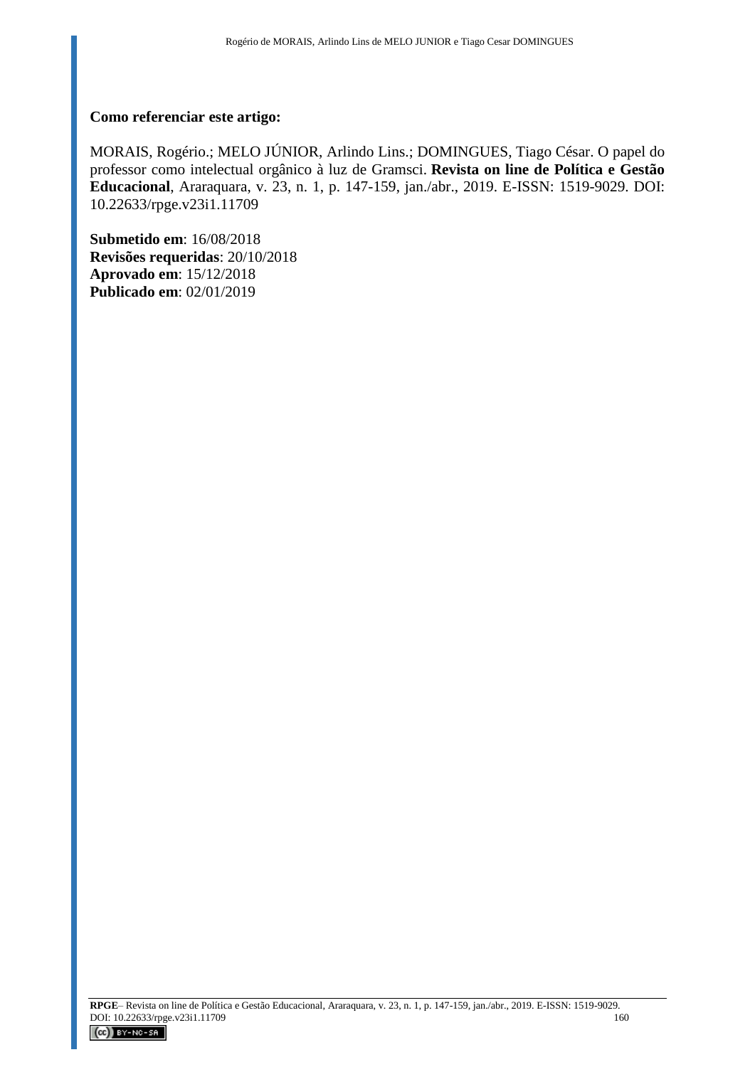**Como referenciar este artigo:**

MORAIS, Rogério.; MELO JÚNIOR, Arlindo Lins.; DOMINGUES, Tiago César. O papel do professor como intelectual orgânico à luz de Gramsci. **Revista on line de Política e Gestão Educacional**, Araraquara, v. 23, n. 1, p. 147-159, jan./abr., 2019. E-ISSN: 1519-9029. DOI: 10.22633/rpge.v23i1.11709

**Submetido em**: 16/08/2018
**Revisões requeridas**: 20/10/2018
**Aprovado em**: 15/12/2018
**Publicado em**: 02/01/2019